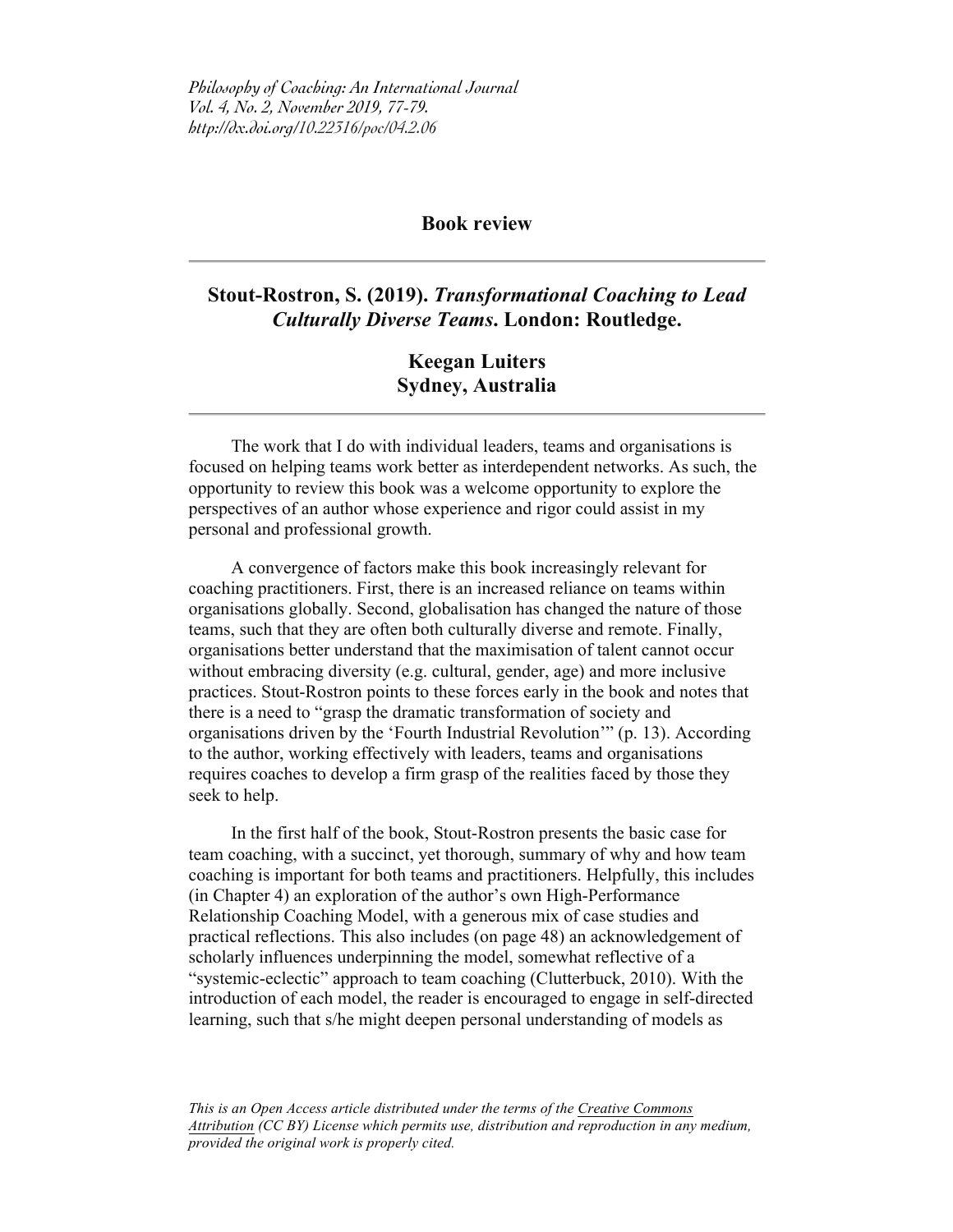## Book review

## Stout-Rostron, S. (2019). *Transformational Coaching to Lead Culturally Diverse Teams*. London: Routledge.

**Keegan Luiters**
**Sydney, Australia**

The work that I do with individual leaders, teams and organisations is focused on helping teams work better as interdependent networks. As such, the opportunity to review this book was a welcome opportunity to explore the perspectives of an author whose experience and rigor could assist in my personal and professional growth.

A convergence of factors make this book increasingly relevant for coaching practitioners. First, there is an increased reliance on teams within organisations globally. Second, globalisation has changed the nature of those teams, such that they are often both culturally diverse and remote. Finally, organisations better understand that the maximisation of talent cannot occur without embracing diversity (e.g. cultural, gender, age) and more inclusive practices. Stout-Rostron points to these forces early in the book and notes that there is a need to "grasp the dramatic transformation of society and organisations driven by the 'Fourth Industrial Revolution'" (p. 13). According to the author, working effectively with leaders, teams and organisations requires coaches to develop a firm grasp of the realities faced by those they seek to help.

In the first half of the book, Stout-Rostron presents the basic case for team coaching, with a succinct, yet thorough, summary of why and how team coaching is important for both teams and practitioners. Helpfully, this includes (in Chapter 4) an exploration of the author's own High-Performance Relationship Coaching Model, with a generous mix of case studies and practical reflections. This also includes (on page 48) an acknowledgement of scholarly influences underpinning the model, somewhat reflective of a "systemic-eclectic" approach to team coaching (Clutterbuck, 2010). With the introduction of each model, the reader is encouraged to engage in self-directed learning, such that s/he might deepen personal understanding of models as

*This is an Open Access article distributed under the terms of the Creative Commons Attribution (CC BY) License which permits use, distribution and reproduction in any medium, provided the original work is properly cited.*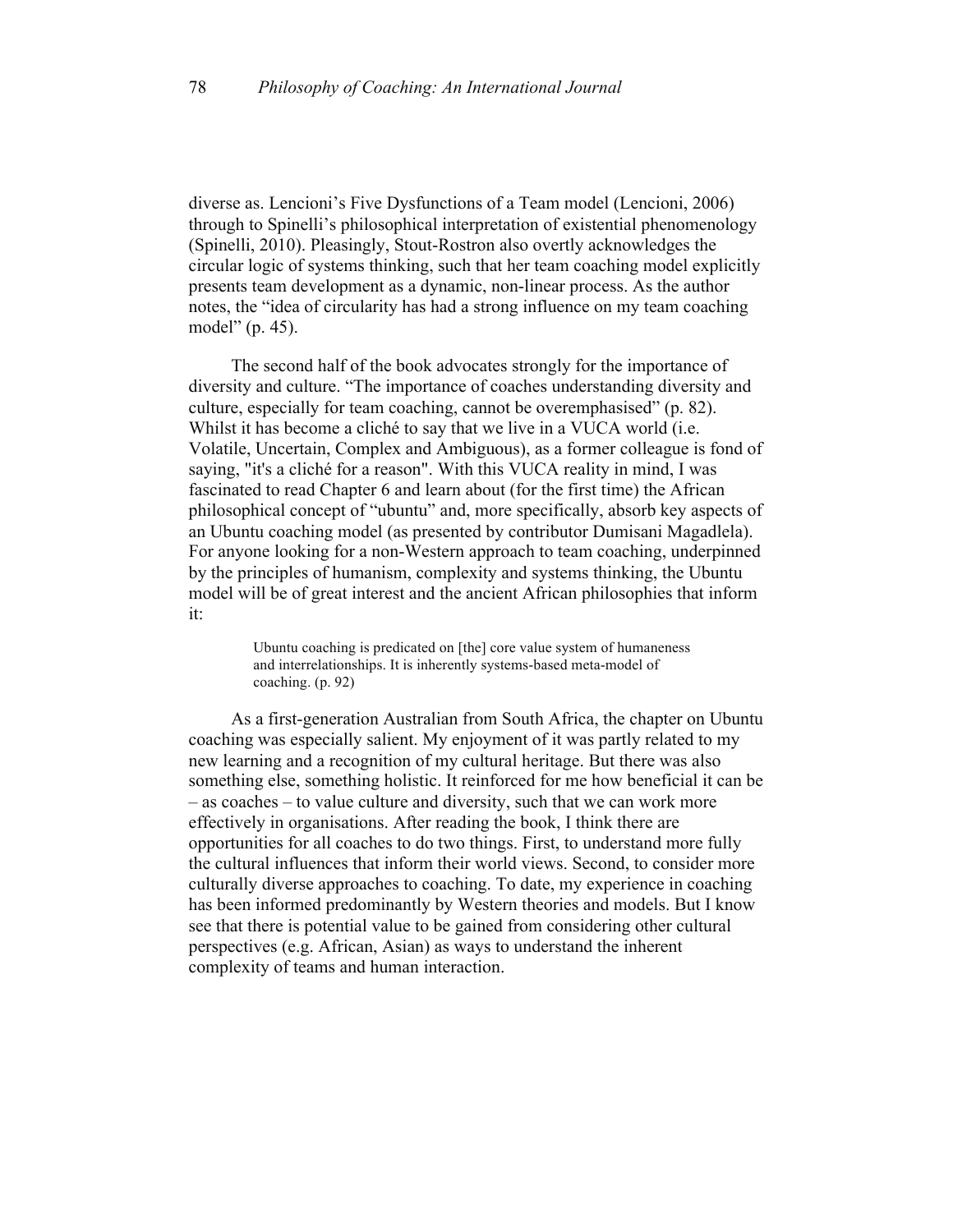diverse as. Lencioni's Five Dysfunctions of a Team model (Lencioni, 2006) through to Spinelli's philosophical interpretation of existential phenomenology (Spinelli, 2010). Pleasingly, Stout-Rostron also overtly acknowledges the circular logic of systems thinking, such that her team coaching model explicitly presents team development as a dynamic, non-linear process. As the author notes, the "idea of circularity has had a strong influence on my team coaching model" (p. 45).

The second half of the book advocates strongly for the importance of diversity and culture. "The importance of coaches understanding diversity and culture, especially for team coaching, cannot be overemphasised" (p. 82). Whilst it has become a cliché to say that we live in a VUCA world (i.e. Volatile, Uncertain, Complex and Ambiguous), as a former colleague is fond of saying, "it's a cliché for a reason". With this VUCA reality in mind, I was fascinated to read Chapter 6 and learn about (for the first time) the African philosophical concept of "ubuntu" and, more specifically, absorb key aspects of an Ubuntu coaching model (as presented by contributor Dumisani Magadlela). For anyone looking for a non-Western approach to team coaching, underpinned by the principles of humanism, complexity and systems thinking, the Ubuntu model will be of great interest and the ancient African philosophies that inform it:

> Ubuntu coaching is predicated on [the] core value system of humaneness and interrelationships. It is inherently systems-based meta-model of coaching. (p. 92)

As a first-generation Australian from South Africa, the chapter on Ubuntu coaching was especially salient. My enjoyment of it was partly related to my new learning and a recognition of my cultural heritage. But there was also something else, something holistic. It reinforced for me how beneficial it can be – as coaches – to value culture and diversity, such that we can work more effectively in organisations. After reading the book, I think there are opportunities for all coaches to do two things. First, to understand more fully the cultural influences that inform their world views. Second, to consider more culturally diverse approaches to coaching. To date, my experience in coaching has been informed predominantly by Western theories and models. But I know see that there is potential value to be gained from considering other cultural perspectives (e.g. African, Asian) as ways to understand the inherent complexity of teams and human interaction.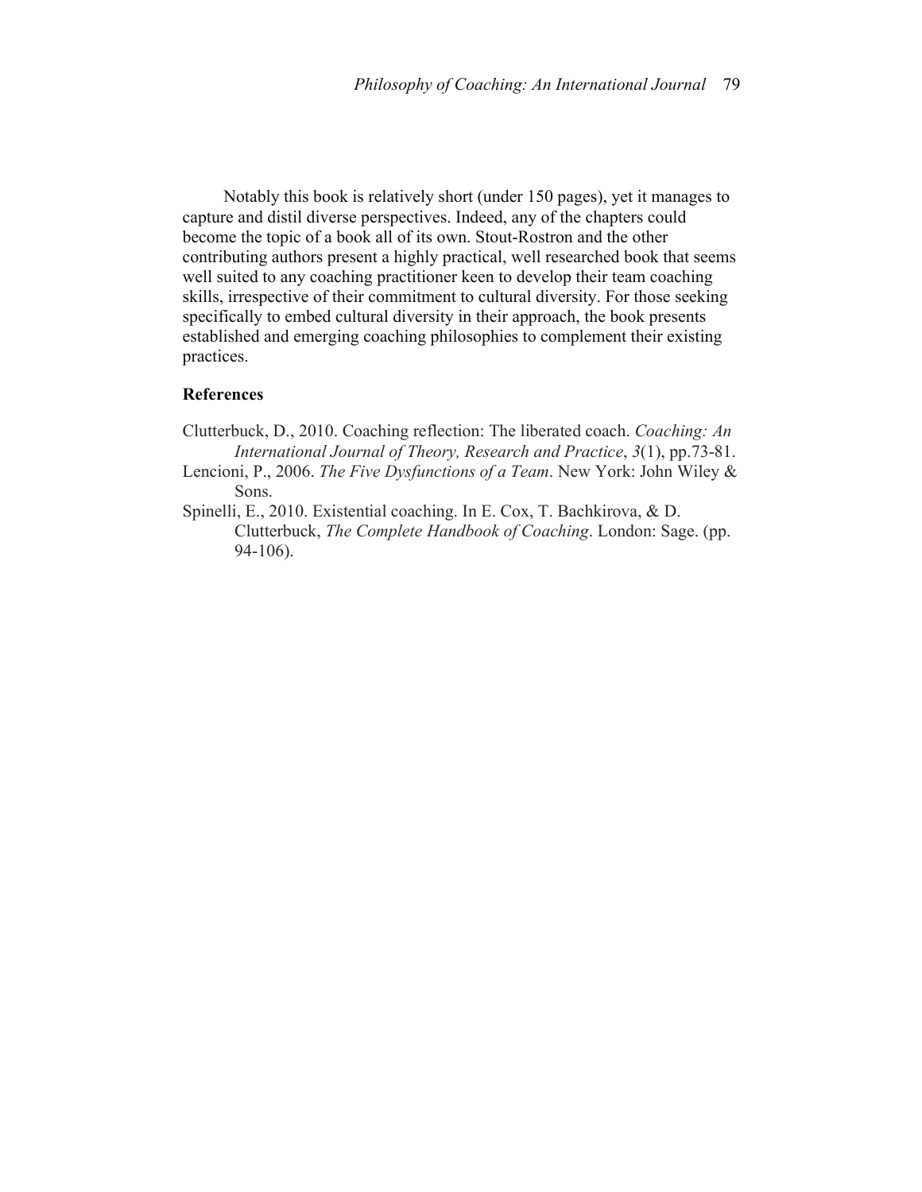Notably this book is relatively short (under 150 pages), yet it manages to capture and distil diverse perspectives. Indeed, any of the chapters could become the topic of a book all of its own. Stout-Rostron and the other contributing authors present a highly practical, well researched book that seems well suited to any coaching practitioner keen to develop their team coaching skills, irrespective of their commitment to cultural diversity. For those seeking specifically to embed cultural diversity in their approach, the book presents established and emerging coaching philosophies to complement their existing practices.

**References**

Clutterbuck, D., 2010. Coaching reflection: The liberated coach. *Coaching: An International Journal of Theory, Research and Practice*, *3*(1), pp.73-81.

Lencioni, P., 2006. *The Five Dysfunctions of a Team*. New York: John Wiley & Sons.

Spinelli, E., 2010. Existential coaching. In E. Cox, T. Bachkirova, & D. Clutterbuck, *The Complete Handbook of Coaching*. London: Sage. (pp. 94-106).